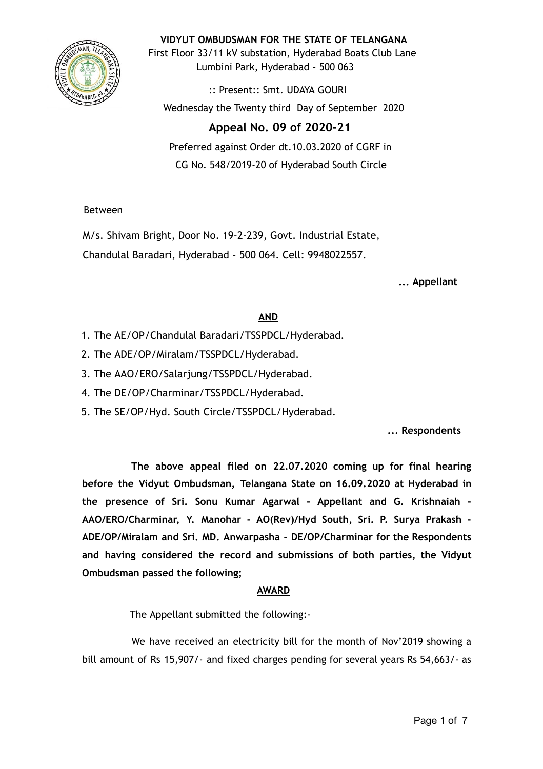**VIDYUT OMBUDSMAN FOR THE STATE OF TELANGANA**

First Floor 33/11 kV substation, Hyderabad Boats Club Lane
Lumbini Park, Hyderabad - 500 063

:: Present:: Smt. UDAYA GOURI

Wednesday the Twenty third Day of September 2020

## Appeal No. 09 of 2020-21

Preferred against Order dt.10.03.2020 of CGRF in
CG No. 548/2019-20 of Hyderabad South Circle

Between

M/s. Shivam Bright, Door No. 19-2-239, Govt. Industrial Estate,
Chandulal Baradari, Hyderabad - 500 064. Cell: 9948022557.

**... Appellant**

**AND**

1. The AE/OP/Chandulal Baradari/TSSPDCL/Hyderabad.
2. The ADE/OP/Miralam/TSSPDCL/Hyderabad.
3. The AAO/ERO/Salarjung/TSSPDCL/Hyderabad.
4. The DE/OP/Charminar/TSSPDCL/Hyderabad.
5. The SE/OP/Hyd. South Circle/TSSPDCL/Hyderabad.

**... Respondents**

**The above appeal filed on 22.07.2020 coming up for final hearing before the Vidyut Ombudsman, Telangana State on 16.09.2020 at Hyderabad in the presence of Sri. Sonu Kumar Agarwal - Appellant and G. Krishnaiah - AAO/ERO/Charminar, Y. Manohar - AO(Rev)/Hyd South, Sri. P. Surya Prakash - ADE/OP/Miralam and Sri. MD. Anwarpasha - DE/OP/Charminar for the Respondents and having considered the record and submissions of both parties, the Vidyut Ombudsman passed the following;**

**AWARD**

The Appellant submitted the following:-

We have received an electricity bill for the month of Nov'2019 showing a bill amount of Rs 15,907/- and fixed charges pending for several years Rs 54,663/- as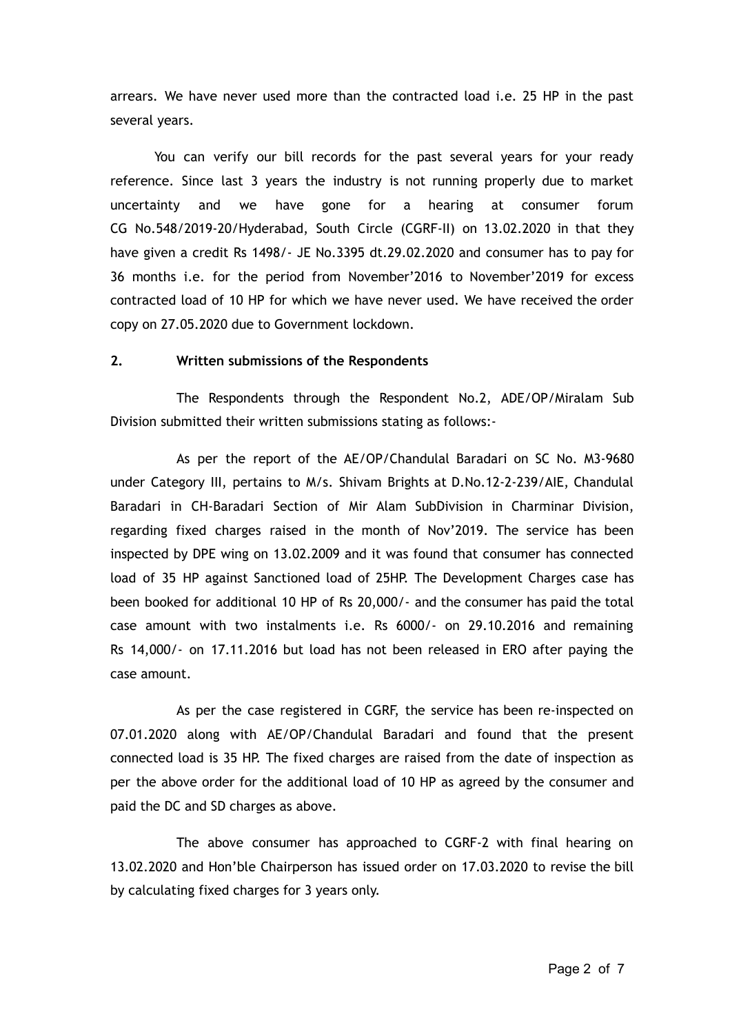arrears. We have never used more than the contracted load i.e. 25 HP in the past several years.

You can verify our bill records for the past several years for your ready reference. Since last 3 years the industry is not running properly due to market uncertainty and we have gone for a hearing at consumer forum CG No.548/2019-20/Hyderabad, South Circle (CGRF-II) on 13.02.2020 in that they have given a credit Rs 1498/- JE No.3395 dt.29.02.2020 and consumer has to pay for 36 months i.e. for the period from November'2016 to November'2019 for excess contracted load of 10 HP for which we have never used. We have received the order copy on 27.05.2020 due to Government lockdown.

**2. Written submissions of the Respondents**

The Respondents through the Respondent No.2, ADE/OP/Miralam Sub Division submitted their written submissions stating as follows:-

As per the report of the AE/OP/Chandulal Baradari on SC No. M3-9680 under Category III, pertains to M/s. Shivam Brights at D.No.12-2-239/AIE, Chandulal Baradari in CH-Baradari Section of Mir Alam SubDivision in Charminar Division, regarding fixed charges raised in the month of Nov'2019. The service has been inspected by DPE wing on 13.02.2009 and it was found that consumer has connected load of 35 HP against Sanctioned load of 25HP. The Development Charges case has been booked for additional 10 HP of Rs 20,000/- and the consumer has paid the total case amount with two instalments i.e. Rs 6000/- on 29.10.2016 and remaining Rs 14,000/- on 17.11.2016 but load has not been released in ERO after paying the case amount.

As per the case registered in CGRF, the service has been re-inspected on 07.01.2020 along with AE/OP/Chandulal Baradari and found that the present connected load is 35 HP. The fixed charges are raised from the date of inspection as per the above order for the additional load of 10 HP as agreed by the consumer and paid the DC and SD charges as above.

The above consumer has approached to CGRF-2 with final hearing on 13.02.2020 and Hon'ble Chairperson has issued order on 17.03.2020 to revise the bill by calculating fixed charges for 3 years only.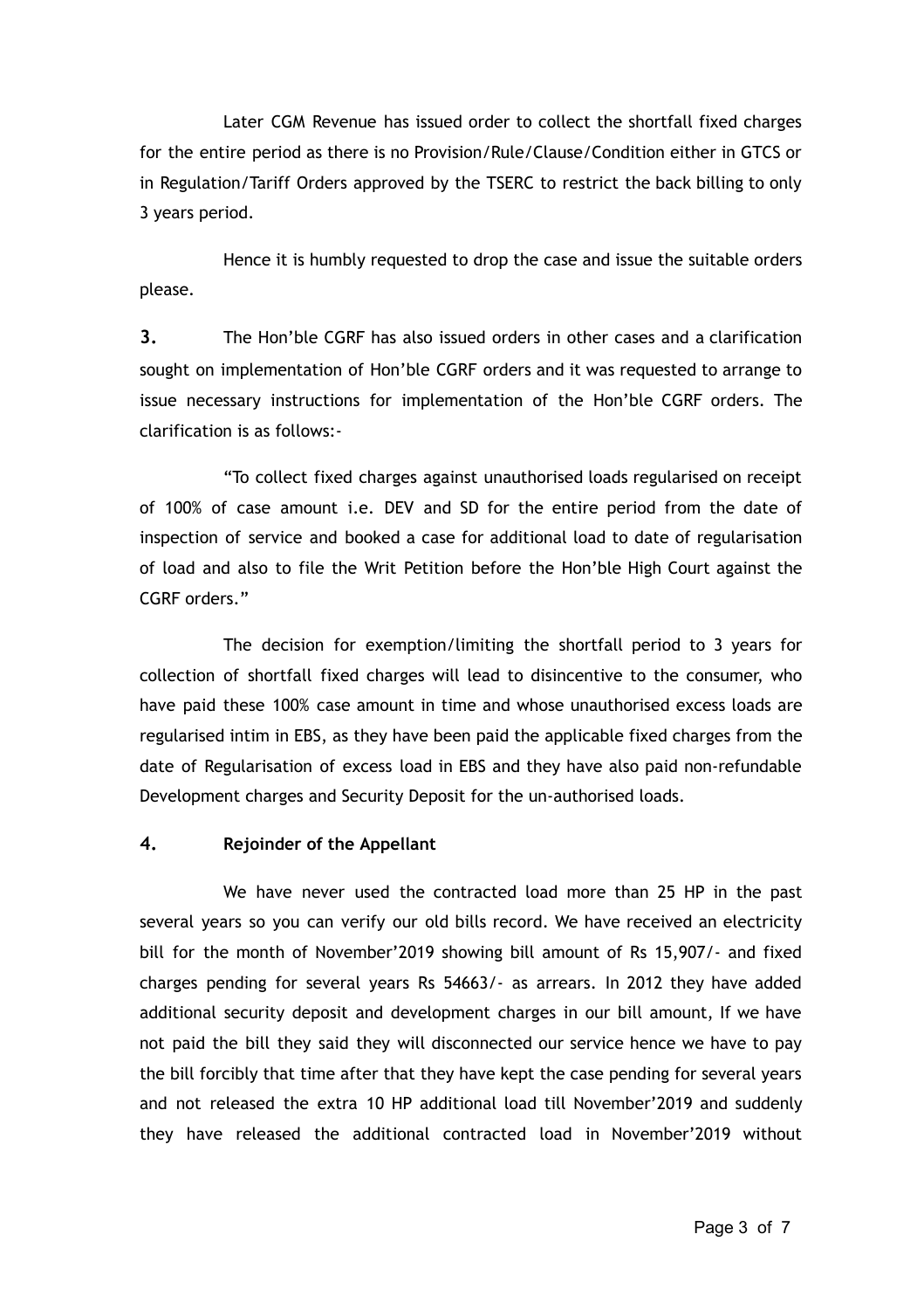Later CGM Revenue has issued order to collect the shortfall fixed charges for the entire period as there is no Provision/Rule/Clause/Condition either in GTCS or in Regulation/Tariff Orders approved by the TSERC to restrict the back billing to only 3 years period.

Hence it is humbly requested to drop the case and issue the suitable orders please.

**3.** The Hon'ble CGRF has also issued orders in other cases and a clarification sought on implementation of Hon'ble CGRF orders and it was requested to arrange to issue necessary instructions for implementation of the Hon'ble CGRF orders. The clarification is as follows:-

"To collect fixed charges against unauthorised loads regularised on receipt of 100% of case amount i.e. DEV and SD for the entire period from the date of inspection of service and booked a case for additional load to date of regularisation of load and also to file the Writ Petition before the Hon'ble High Court against the CGRF orders."

The decision for exemption/limiting the shortfall period to 3 years for collection of shortfall fixed charges will lead to disincentive to the consumer, who have paid these 100% case amount in time and whose unauthorised excess loads are regularised intim in EBS, as they have been paid the applicable fixed charges from the date of Regularisation of excess load in EBS and they have also paid non-refundable Development charges and Security Deposit for the un-authorised loads.

**4. Rejoinder of the Appellant**

We have never used the contracted load more than 25 HP in the past several years so you can verify our old bills record. We have received an electricity bill for the month of November'2019 showing bill amount of Rs 15,907/- and fixed charges pending for several years Rs 54663/- as arrears. In 2012 they have added additional security deposit and development charges in our bill amount, If we have not paid the bill they said they will disconnected our service hence we have to pay the bill forcibly that time after that they have kept the case pending for several years and not released the extra 10 HP additional load till November'2019 and suddenly they have released the additional contracted load in November'2019 without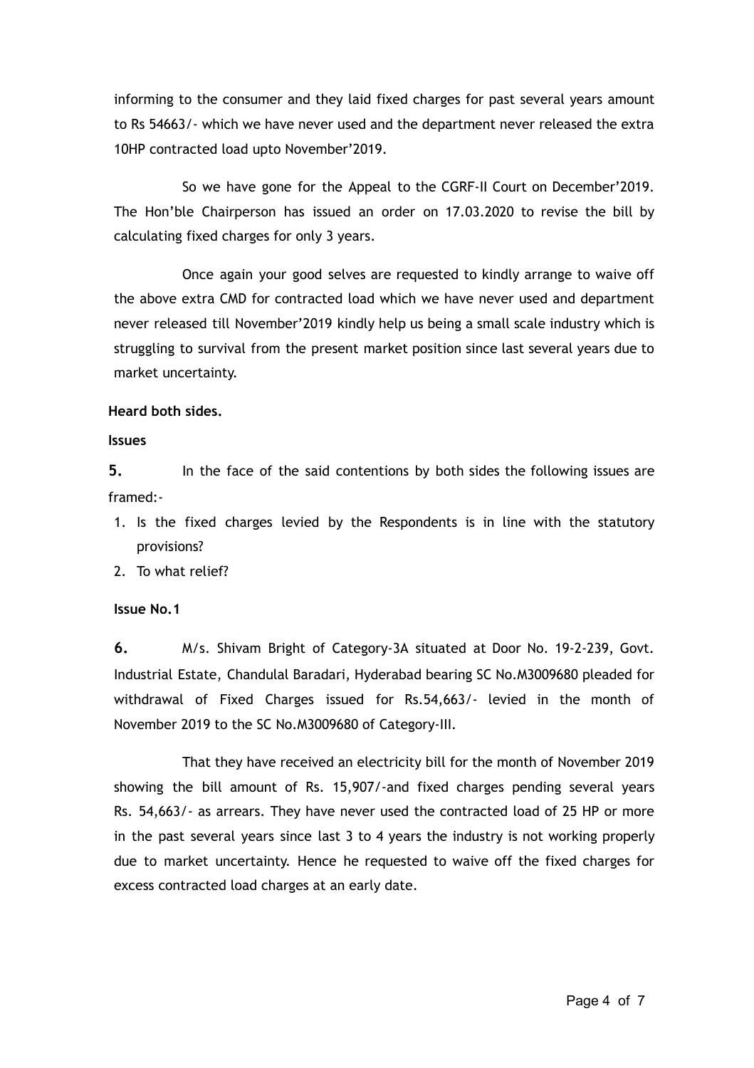informing to the consumer and they laid fixed charges for past several years amount to Rs 54663/- which we have never used and the department never released the extra 10HP contracted load upto November'2019.

So we have gone for the Appeal to the CGRF-II Court on December'2019. The Hon'ble Chairperson has issued an order on 17.03.2020 to revise the bill by calculating fixed charges for only 3 years.

Once again your good selves are requested to kindly arrange to waive off the above extra CMD for contracted load which we have never used and department never released till November'2019 kindly help us being a small scale industry which is struggling to survival from the present market position since last several years due to market uncertainty.

**Heard both sides.**

**Issues**

**5.** In the face of the said contentions by both sides the following issues are framed:-

1. Is the fixed charges levied by the Respondents is in line with the statutory provisions?
2. To what relief?

**Issue No.1**

**6.** M/s. Shivam Bright of Category-3A situated at Door No. 19-2-239, Govt. Industrial Estate, Chandulal Baradari, Hyderabad bearing SC No.M3009680 pleaded for withdrawal of Fixed Charges issued for Rs.54,663/- levied in the month of November 2019 to the SC No.M3009680 of Category-III.

That they have received an electricity bill for the month of November 2019 showing the bill amount of Rs. 15,907/-and fixed charges pending several years Rs. 54,663/- as arrears. They have never used the contracted load of 25 HP or more in the past several years since last 3 to 4 years the industry is not working properly due to market uncertainty. Hence he requested to waive off the fixed charges for excess contracted load charges at an early date.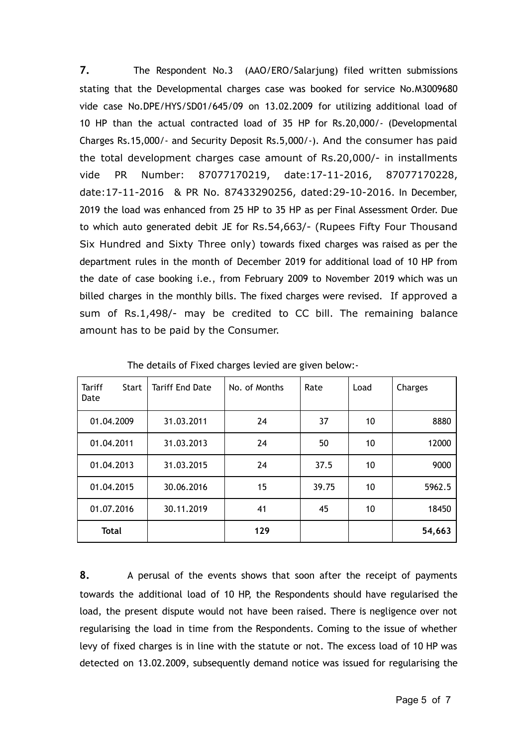**7.** The Respondent No.3 (AAO/ERO/Salarjung) filed written submissions stating that the Developmental charges case was booked for service No.M3009680 vide case No.DPE/HYS/SD01/645/09 on 13.02.2009 for utilizing additional load of 10 HP than the actual contracted load of 35 HP for Rs.20,000/- (Developmental Charges Rs.15,000/- and Security Deposit Rs.5,000/-). And the consumer has paid the total development charges case amount of Rs.20,000/- in installments vide PR Number: 87077170219, date:17-11-2016, 87077170228, date:17-11-2016 & PR No. 87433290256, dated:29-10-2016. In December, 2019 the load was enhanced from 25 HP to 35 HP as per Final Assessment Order. Due to which auto generated debit JE for Rs.54,663/- (Rupees Fifty Four Thousand Six Hundred and Sixty Three only) towards fixed charges was raised as per the department rules in the month of December 2019 for additional load of 10 HP from the date of case booking i.e., from February 2009 to November 2019 which was un billed charges in the monthly bills. The fixed charges were revised. If approved a sum of Rs.1,498/- may be credited to CC bill. The remaining balance amount has to be paid by the Consumer.

The details of Fixed charges levied are given below:-

| Tariff Start Date | Tariff End Date | No. of Months | Rate | Load | Charges |
|---|---|---|---|---|---|
| 01.04.2009 | 31.03.2011 | 24 | 37 | 10 | 8880 |
| 01.04.2011 | 31.03.2013 | 24 | 50 | 10 | 12000 |
| 01.04.2013 | 31.03.2015 | 24 | 37.5 | 10 | 9000 |
| 01.04.2015 | 30.06.2016 | 15 | 39.75 | 10 | 5962.5 |
| 01.07.2016 | 30.11.2019 | 41 | 45 | 10 | 18450 |
| **Total** | | **129** | | | **54,663** |

**8.** A perusal of the events shows that soon after the receipt of payments towards the additional load of 10 HP, the Respondents should have regularised the load, the present dispute would not have been raised. There is negligence over not regularising the load in time from the Respondents. Coming to the issue of whether levy of fixed charges is in line with the statute or not. The excess load of 10 HP was detected on 13.02.2009, subsequently demand notice was issued for regularising the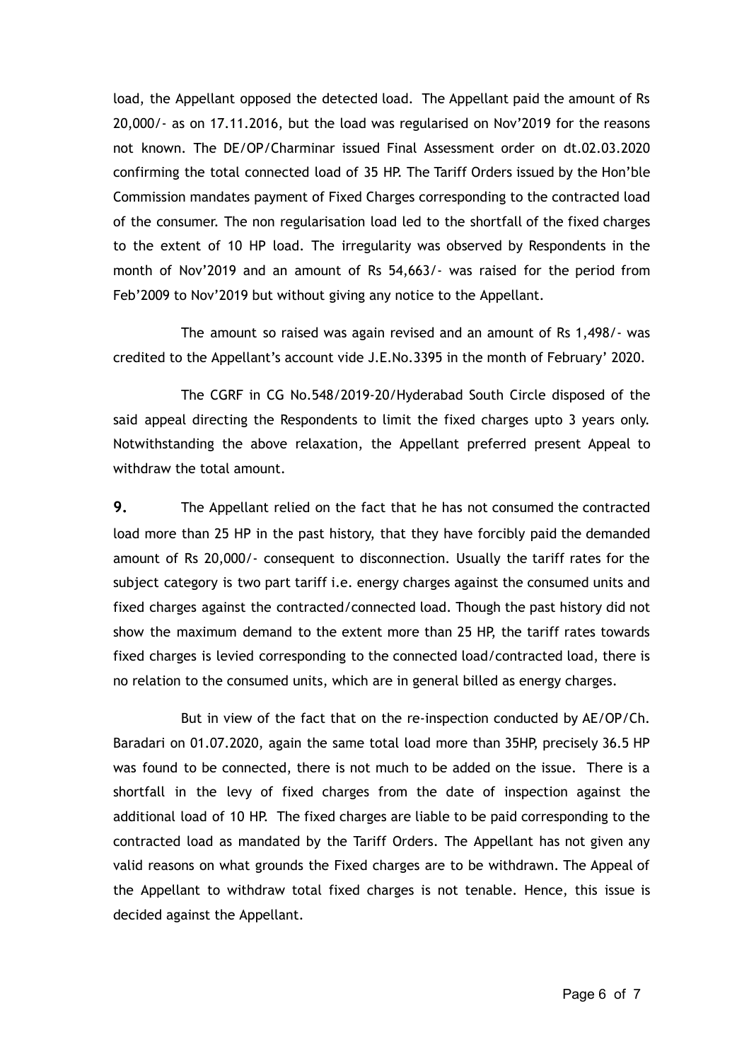load, the Appellant opposed the detected load. The Appellant paid the amount of Rs 20,000/- as on 17.11.2016, but the load was regularised on Nov'2019 for the reasons not known. The DE/OP/Charminar issued Final Assessment order on dt.02.03.2020 confirming the total connected load of 35 HP. The Tariff Orders issued by the Hon'ble Commission mandates payment of Fixed Charges corresponding to the contracted load of the consumer. The non regularisation load led to the shortfall of the fixed charges to the extent of 10 HP load. The irregularity was observed by Respondents in the month of Nov'2019 and an amount of Rs 54,663/- was raised for the period from Feb'2009 to Nov'2019 but without giving any notice to the Appellant.

The amount so raised was again revised and an amount of Rs 1,498/- was credited to the Appellant's account vide J.E.No.3395 in the month of February' 2020.

The CGRF in CG No.548/2019-20/Hyderabad South Circle disposed of the said appeal directing the Respondents to limit the fixed charges upto 3 years only. Notwithstanding the above relaxation, the Appellant preferred present Appeal to withdraw the total amount.

**9.** The Appellant relied on the fact that he has not consumed the contracted load more than 25 HP in the past history, that they have forcibly paid the demanded amount of Rs 20,000/- consequent to disconnection. Usually the tariff rates for the subject category is two part tariff i.e. energy charges against the consumed units and fixed charges against the contracted/connected load. Though the past history did not show the maximum demand to the extent more than 25 HP, the tariff rates towards fixed charges is levied corresponding to the connected load/contracted load, there is no relation to the consumed units, which are in general billed as energy charges.

But in view of the fact that on the re-inspection conducted by AE/OP/Ch. Baradari on 01.07.2020, again the same total load more than 35HP, precisely 36.5 HP was found to be connected, there is not much to be added on the issue. There is a shortfall in the levy of fixed charges from the date of inspection against the additional load of 10 HP. The fixed charges are liable to be paid corresponding to the contracted load as mandated by the Tariff Orders. The Appellant has not given any valid reasons on what grounds the Fixed charges are to be withdrawn. The Appeal of the Appellant to withdraw total fixed charges is not tenable. Hence, this issue is decided against the Appellant.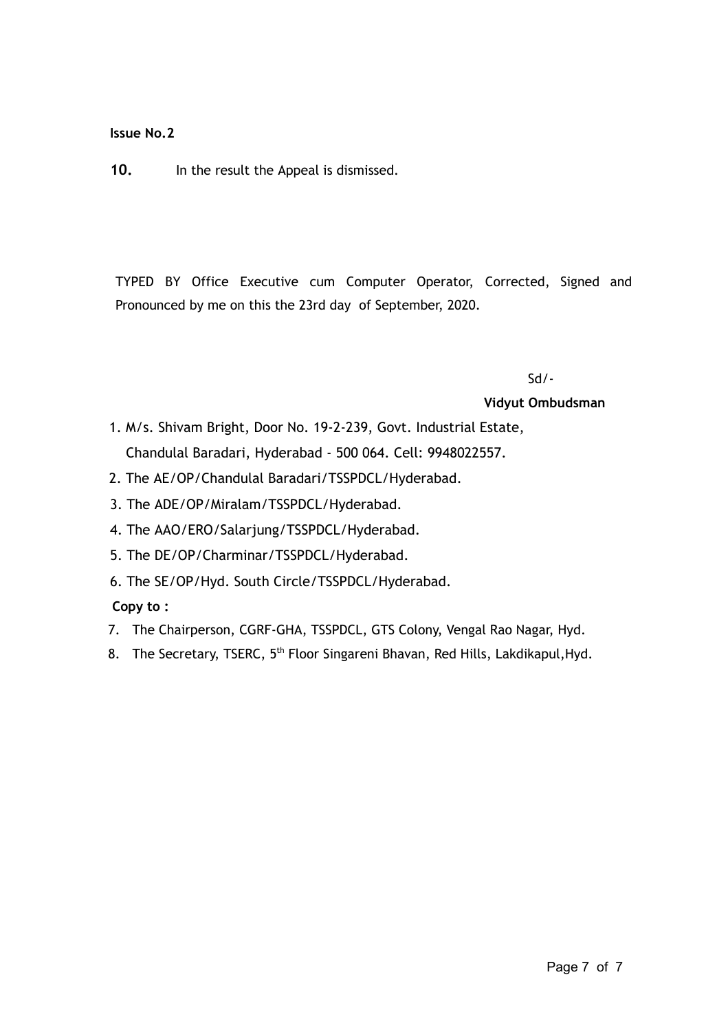**Issue No.2**

**10.** In the result the Appeal is dismissed.

TYPED BY Office Executive cum Computer Operator, Corrected, Signed and Pronounced by me on this the 23rd day of September, 2020.

Sd/-

**Vidyut Ombudsman**

1. M/s. Shivam Bright, Door No. 19-2-239, Govt. Industrial Estate, Chandulal Baradari, Hyderabad - 500 064. Cell: 9948022557.
2. The AE/OP/Chandulal Baradari/TSSPDCL/Hyderabad.
3. The ADE/OP/Miralam/TSSPDCL/Hyderabad.
4. The AAO/ERO/Salarjung/TSSPDCL/Hyderabad.
5. The DE/OP/Charminar/TSSPDCL/Hyderabad.
6. The SE/OP/Hyd. South Circle/TSSPDCL/Hyderabad.

**Copy to :**

7. The Chairperson, CGRF-GHA, TSSPDCL, GTS Colony, Vengal Rao Nagar, Hyd.
8. The Secretary, TSERC, 5th Floor Singareni Bhavan, Red Hills, Lakdikapul,Hyd.